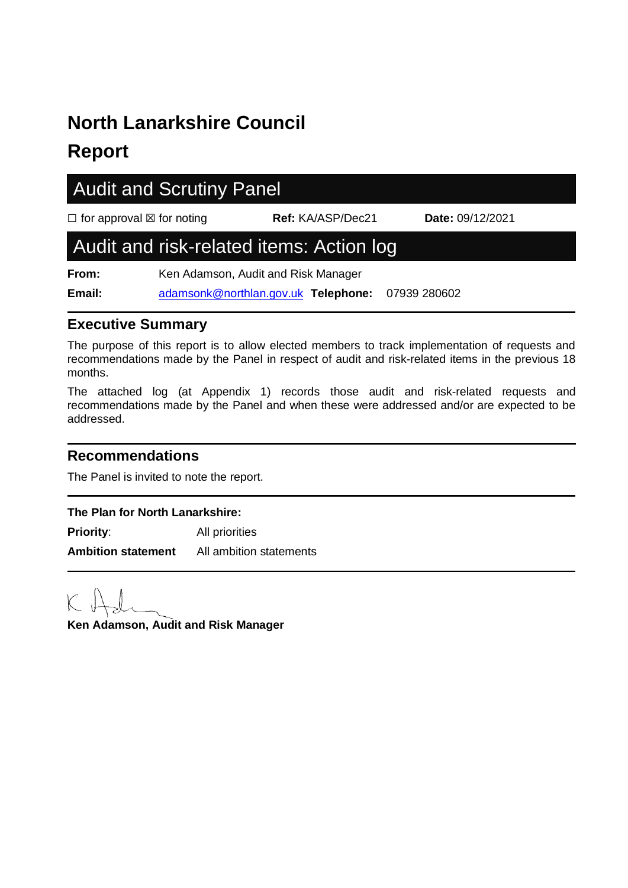# North Lanarkshire Council

# Report

## Audit and Scrutiny Panel

☐ for approval ☒ for noting **Ref:** KA/ASP/Dec21 **Date:** 09/12/2021

## Audit and risk-related items: Action log

**From:** Ken Adamson, Audit and Risk Manager

**Email:** adamsonk@northlan.gov.uk **Telephone:** 07939 280602

### Executive Summary

The purpose of this report is to allow elected members to track implementation of requests and recommendations made by the Panel in respect of audit and risk-related items in the previous 18 months.

The attached log (at Appendix 1) records those audit and risk-related requests and recommendations made by the Panel and when these were addressed and/or are expected to be addressed.

### Recommendations

The Panel is invited to note the report.

**The Plan for North Lanarkshire:**

**Priority**: All priorities

**Ambition statement** All ambition statements

**Ken Adamson, Audit and Risk Manager**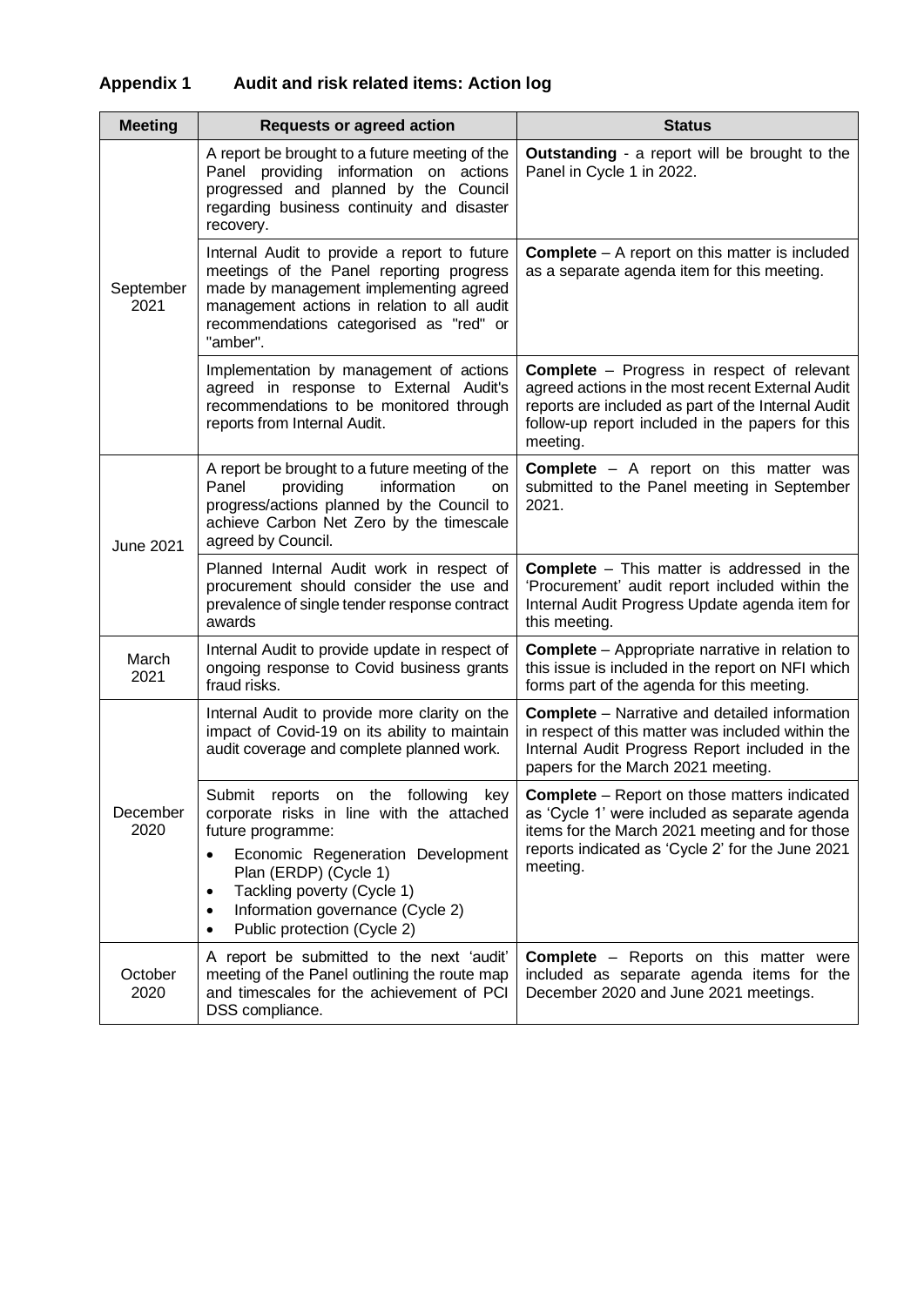## Appendix 1 Audit and risk related items: Action log

| Meeting | Requests or agreed action | Status |
|---|---|---|
| September 2021 | A report be brought to a future meeting of the Panel providing information on actions progressed and planned by the Council regarding business continuity and disaster recovery. | **Outstanding** - a report will be brought to the Panel in Cycle 1 in 2022. |
| | Internal Audit to provide a report to future meetings of the Panel reporting progress made by management implementing agreed management actions in relation to all audit recommendations categorised as "red" or "amber". | **Complete** – A report on this matter is included as a separate agenda item for this meeting. |
| | Implementation by management of actions agreed in response to External Audit's recommendations to be monitored through reports from Internal Audit. | **Complete** – Progress in respect of relevant agreed actions in the most recent External Audit reports are included as part of the Internal Audit follow-up report included in the papers for this meeting. |
| June 2021 | A report be brought to a future meeting of the Panel providing information on progress/actions planned by the Council to achieve Carbon Net Zero by the timescale agreed by Council. | **Complete** – A report on this matter was submitted to the Panel meeting in September 2021. |
| | Planned Internal Audit work in respect of procurement should consider the use and prevalence of single tender response contract awards | **Complete** – This matter is addressed in the 'Procurement' audit report included within the Internal Audit Progress Update agenda item for this meeting. |
| March 2021 | Internal Audit to provide update in respect of ongoing response to Covid business grants fraud risks. | **Complete** – Appropriate narrative in relation to this issue is included in the report on NFI which forms part of the agenda for this meeting. |
| December 2020 | Internal Audit to provide more clarity on the impact of Covid-19 on its ability to maintain audit coverage and complete planned work. | **Complete** – Narrative and detailed information in respect of this matter was included within the Internal Audit Progress Report included in the papers for the March 2021 meeting. |
| | Submit reports on the following key corporate risks in line with the attached future programme:<br>• Economic Regeneration Development Plan (ERDP) (Cycle 1)<br>• Tackling poverty (Cycle 1)<br>• Information governance (Cycle 2)<br>• Public protection (Cycle 2) | **Complete** – Report on those matters indicated as 'Cycle 1' were included as separate agenda items for the March 2021 meeting and for those reports indicated as 'Cycle 2' for the June 2021 meeting. |
| October 2020 | A report be submitted to the next 'audit' meeting of the Panel outlining the route map and timescales for the achievement of PCI DSS compliance. | **Complete** – Reports on this matter were included as separate agenda items for the December 2020 and June 2021 meetings. |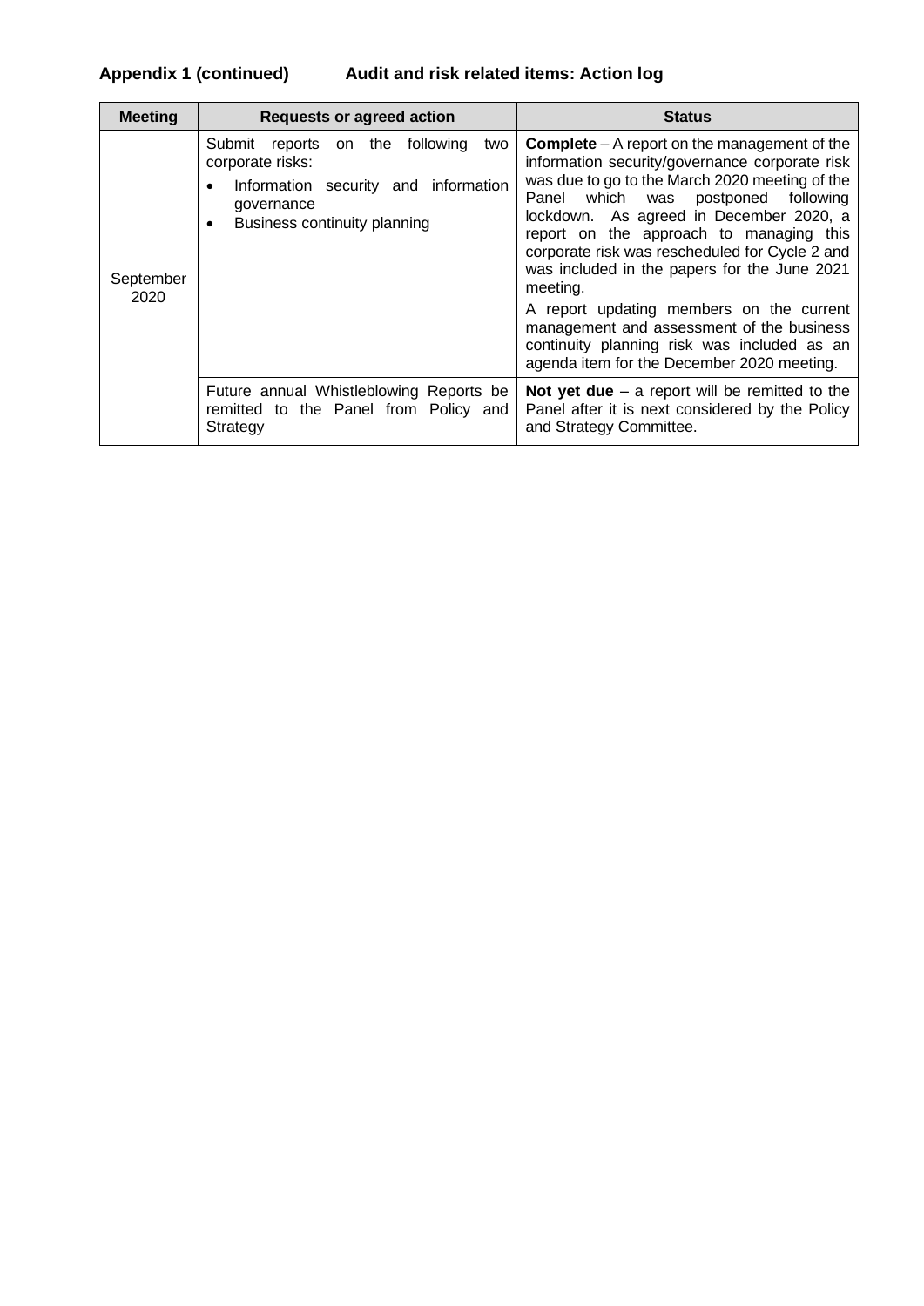**Appendix 1 (continued)    Audit and risk related items: Action log**

| Meeting | Requests or agreed action | Status |
|---|---|---|
| September 2020 | Submit reports on the following two corporate risks:<br>• Information security and information governance<br>• Business continuity planning | **Complete** – A report on the management of the information security/governance corporate risk was due to go to the March 2020 meeting of the Panel which was postponed following lockdown. As agreed in December 2020, a report on the approach to managing this corporate risk was rescheduled for Cycle 2 and was included in the papers for the June 2021 meeting.<br>A report updating members on the current management and assessment of the business continuity planning risk was included as an agenda item for the December 2020 meeting. |
| | Future annual Whistleblowing Reports be remitted to the Panel from Policy and Strategy | **Not yet due** – a report will be remitted to the Panel after it is next considered by the Policy and Strategy Committee. |